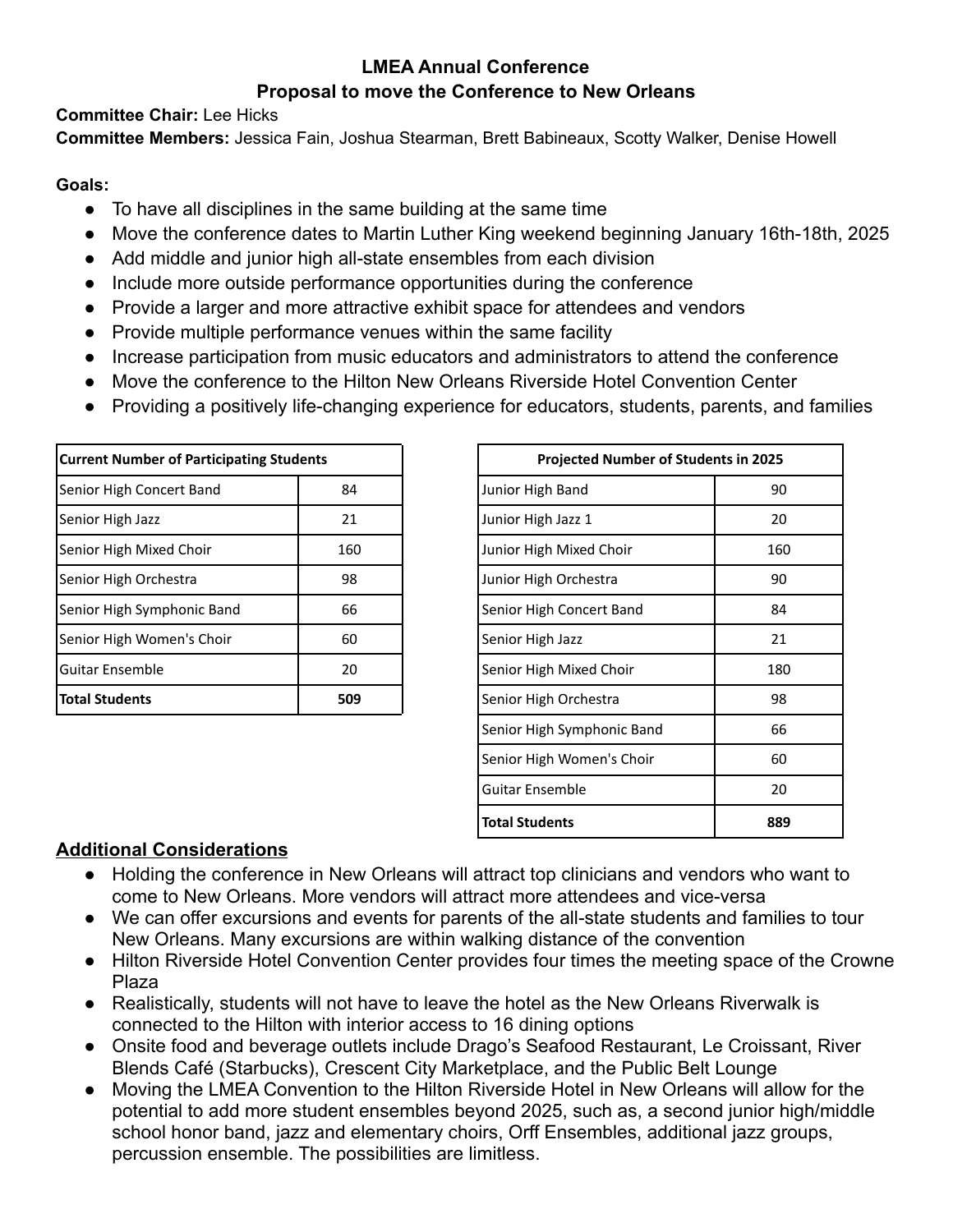# LMEA Annual Conference
## Proposal to move the Conference to New Orleans

**Committee Chair:** Lee Hicks
**Committee Members:** Jessica Fain, Joshua Stearman, Brett Babineaux, Scotty Walker, Denise Howell

**Goals:**

- To have all disciplines in the same building at the same time
- Move the conference dates to Martin Luther King weekend beginning January 16th-18th, 2025
- Add middle and junior high all-state ensembles from each division
- Include more outside performance opportunities during the conference
- Provide a larger and more attractive exhibit space for attendees and vendors
- Provide multiple performance venues within the same facility
- Increase participation from music educators and administrators to attend the conference
- Move the conference to the Hilton New Orleans Riverside Hotel Convention Center
- Providing a positively life-changing experience for educators, students, parents, and families

| Current Number of Participating Students | |
|---|---|
| Senior High Concert Band | 84 |
| Senior High Jazz | 21 |
| Senior High Mixed Choir | 160 |
| Senior High Orchestra | 98 |
| Senior High Symphonic Band | 66 |
| Senior High Women's Choir | 60 |
| Guitar Ensemble | 20 |
| **Total Students** | **509** |

| Projected Number of Students in 2025 | |
|---|---|
| Junior High Band | 90 |
| Junior High Jazz 1 | 20 |
| Junior High Mixed Choir | 160 |
| Junior High Orchestra | 90 |
| Senior High Concert Band | 84 |
| Senior High Jazz | 21 |
| Senior High Mixed Choir | 180 |
| Senior High Orchestra | 98 |
| Senior High Symphonic Band | 66 |
| Senior High Women's Choir | 60 |
| Guitar Ensemble | 20 |
| **Total Students** | **889** |

## Additional Considerations

- Holding the conference in New Orleans will attract top clinicians and vendors who want to come to New Orleans. More vendors will attract more attendees and vice-versa
- We can offer excursions and events for parents of the all-state students and families to tour New Orleans. Many excursions are within walking distance of the convention
- Hilton Riverside Hotel Convention Center provides four times the meeting space of the Crowne Plaza
- Realistically, students will not have to leave the hotel as the New Orleans Riverwalk is connected to the Hilton with interior access to 16 dining options
- Onsite food and beverage outlets include Drago's Seafood Restaurant, Le Croissant, River Blends Café (Starbucks), Crescent City Marketplace, and the Public Belt Lounge
- Moving the LMEA Convention to the Hilton Riverside Hotel in New Orleans will allow for the potential to add more student ensembles beyond 2025, such as, a second junior high/middle school honor band, jazz and elementary choirs, Orff Ensembles, additional jazz groups, percussion ensemble. The possibilities are limitless.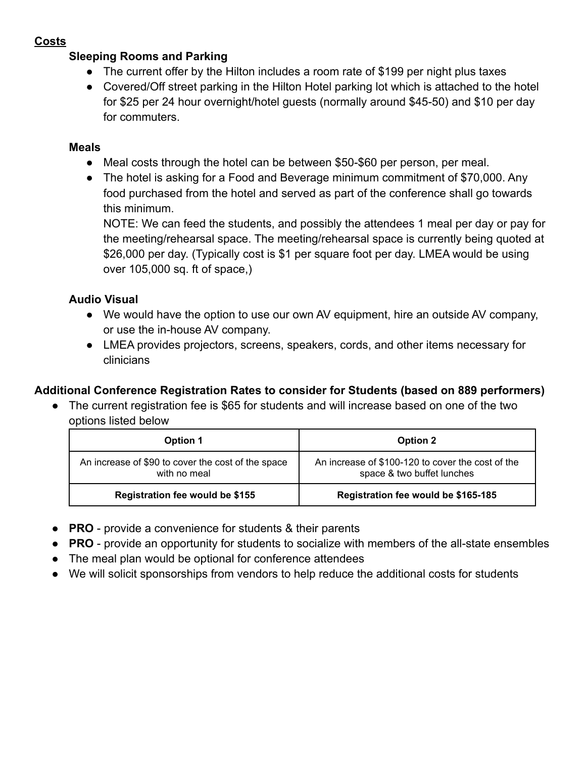## Costs

### Sleeping Rooms and Parking

- The current offer by the Hilton includes a room rate of $199 per night plus taxes
- Covered/Off street parking in the Hilton Hotel parking lot which is attached to the hotel for $25 per 24 hour overnight/hotel guests (normally around $45-50) and $10 per day for commuters.

### Meals

- Meal costs through the hotel can be between $50-$60 per person, per meal.
- The hotel is asking for a Food and Beverage minimum commitment of $70,000. Any food purchased from the hotel and served as part of the conference shall go towards this minimum.
  NOTE: We can feed the students, and possibly the attendees 1 meal per day or pay for the meeting/rehearsal space. The meeting/rehearsal space is currently being quoted at $26,000 per day. (Typically cost is $1 per square foot per day. LMEA would be using over 105,000 sq. ft of space,)

### Audio Visual

- We would have the option to use our own AV equipment, hire an outside AV company, or use the in-house AV company.
- LMEA provides projectors, screens, speakers, cords, and other items necessary for clinicians

## Additional Conference Registration Rates to consider for Students (based on 889 performers)

- The current registration fee is $65 for students and will increase based on one of the two options listed below

| Option 1 | Option 2 |
|---|---|
| An increase of $90 to cover the cost of the space with no meal | An increase of $100-120 to cover the cost of the space & two buffet lunches |
| **Registration fee would be $155** | **Registration fee would be $165-185** |

- **PRO** - provide a convenience for students & their parents
- **PRO** - provide an opportunity for students to socialize with members of the all-state ensembles
- The meal plan would be optional for conference attendees
- We will solicit sponsorships from vendors to help reduce the additional costs for students